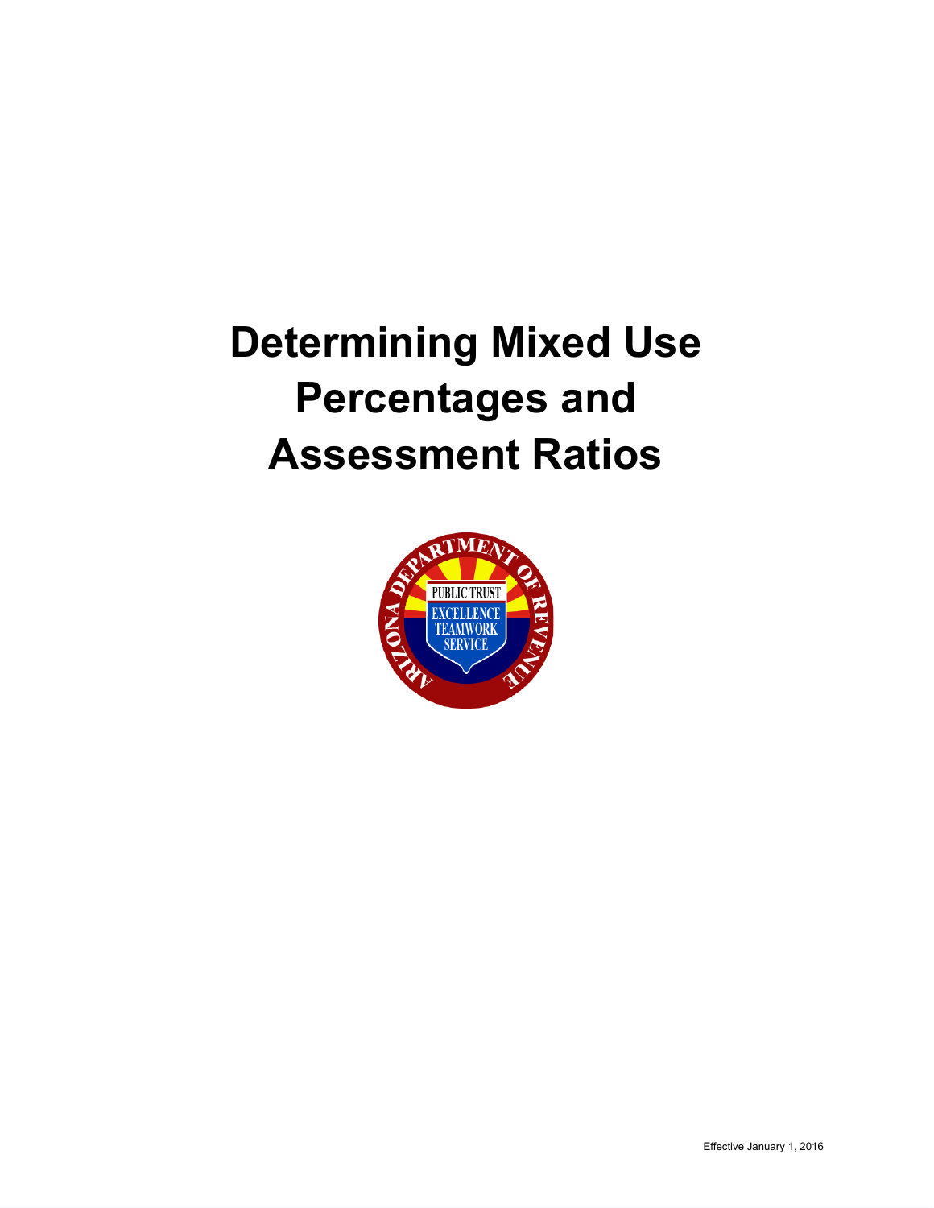# Determining Mixed Use Percentages and Assessment Ratios

Effective January 1, 2016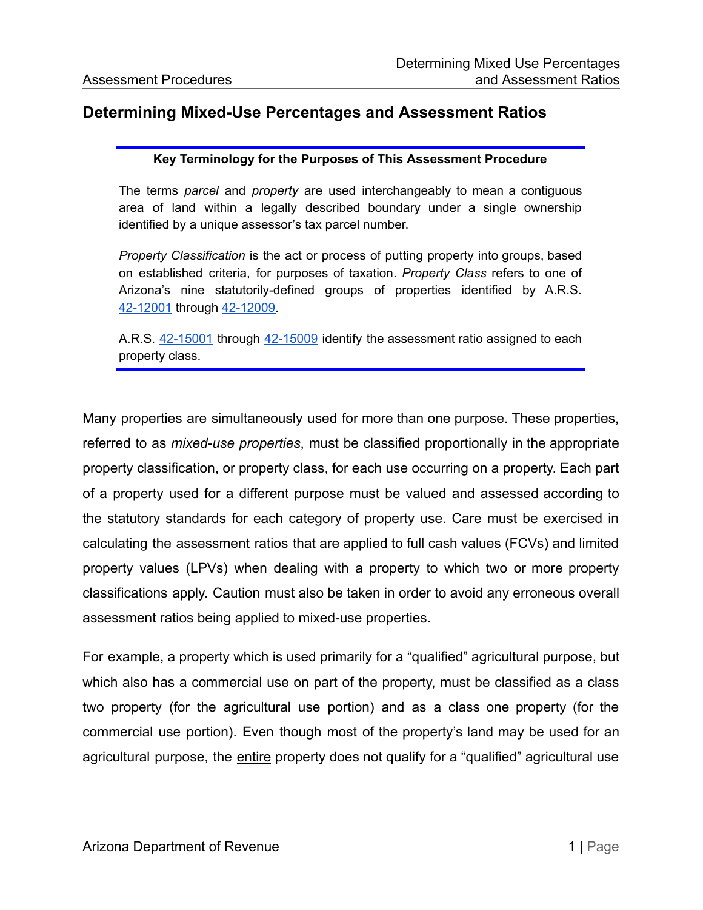## Determining Mixed-Use Percentages and Assessment Ratios

**Key Terminology for the Purposes of This Assessment Procedure**

The terms *parcel* and *property* are used interchangeably to mean a contiguous area of land within a legally described boundary under a single ownership identified by a unique assessor's tax parcel number.

*Property Classification* is the act or process of putting property into groups, based on established criteria, for purposes of taxation. *Property Class* refers to one of Arizona's nine statutorily-defined groups of properties identified by A.R.S. 42-12001 through 42-12009.

A.R.S. 42-15001 through 42-15009 identify the assessment ratio assigned to each property class.

---

Many properties are simultaneously used for more than one purpose. These properties, referred to as *mixed-use properties*, must be classified proportionally in the appropriate property classification, or property class, for each use occurring on a property. Each part of a property used for a different purpose must be valued and assessed according to the statutory standards for each category of property use. Care must be exercised in calculating the assessment ratios that are applied to full cash values (FCVs) and limited property values (LPVs) when dealing with a property to which two or more property classifications apply. Caution must also be taken in order to avoid any erroneous overall assessment ratios being applied to mixed-use properties.

For example, a property which is used primarily for a "qualified" agricultural purpose, but which also has a commercial use on part of the property, must be classified as a class two property (for the agricultural use portion) and as a class one property (for the commercial use portion). Even though most of the property's land may be used for an agricultural purpose, the <u>entire</u> property does not qualify for a "qualified" agricultural use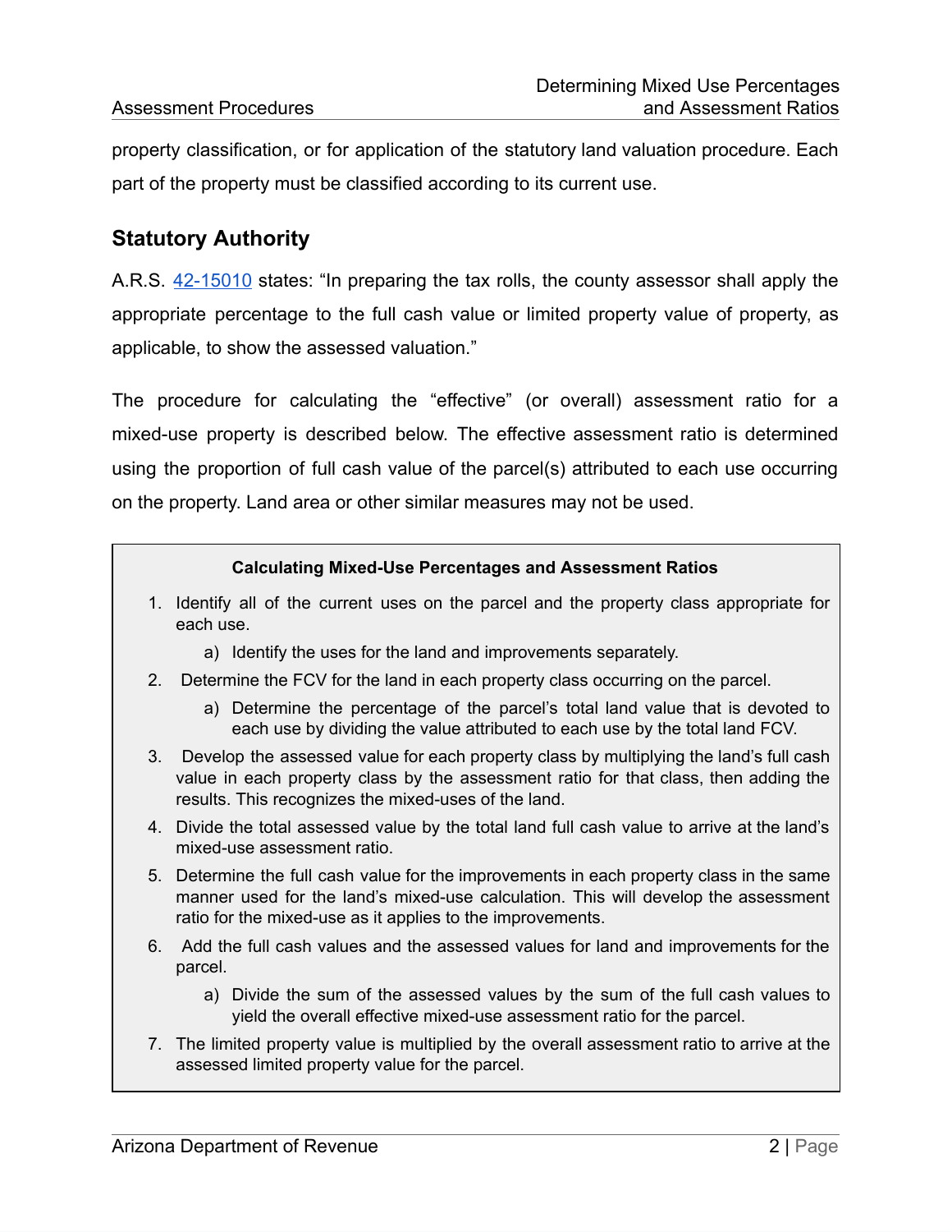property classification, or for application of the statutory land valuation procedure. Each part of the property must be classified according to its current use.

## Statutory Authority

A.R.S. [42-15010](42-15010) states: "In preparing the tax rolls, the county assessor shall apply the appropriate percentage to the full cash value or limited property value of property, as applicable, to show the assessed valuation."

The procedure for calculating the "effective" (or overall) assessment ratio for a mixed-use property is described below. The effective assessment ratio is determined using the proportion of full cash value of the parcel(s) attributed to each use occurring on the property. Land area or other similar measures may not be used.

**Calculating Mixed-Use Percentages and Assessment Ratios**

1. Identify all of the current uses on the parcel and the property class appropriate for each use.
   a) Identify the uses for the land and improvements separately.
2. Determine the FCV for the land in each property class occurring on the parcel.
   a) Determine the percentage of the parcel's total land value that is devoted to each use by dividing the value attributed to each use by the total land FCV.
3. Develop the assessed value for each property class by multiplying the land's full cash value in each property class by the assessment ratio for that class, then adding the results. This recognizes the mixed-uses of the land.
4. Divide the total assessed value by the total land full cash value to arrive at the land's mixed-use assessment ratio.
5. Determine the full cash value for the improvements in each property class in the same manner used for the land's mixed-use calculation. This will develop the assessment ratio for the mixed-use as it applies to the improvements.
6. Add the full cash values and the assessed values for land and improvements for the parcel.
   a) Divide the sum of the assessed values by the sum of the full cash values to yield the overall effective mixed-use assessment ratio for the parcel.
7. The limited property value is multiplied by the overall assessment ratio to arrive at the assessed limited property value for the parcel.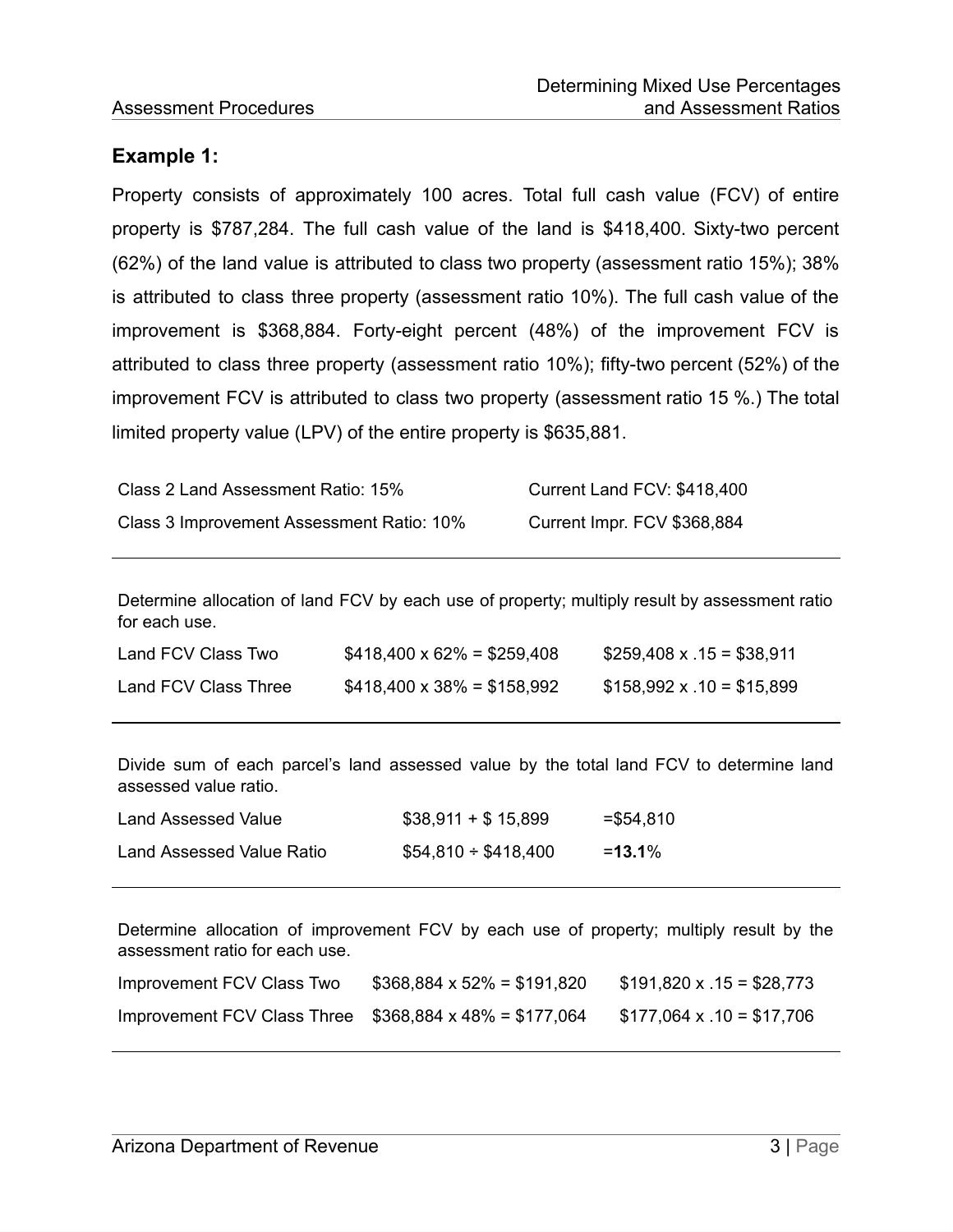## Example 1:

Property consists of approximately 100 acres. Total full cash value (FCV) of entire property is $787,284. The full cash value of the land is $418,400. Sixty-two percent (62%) of the land value is attributed to class two property (assessment ratio 15%); 38% is attributed to class three property (assessment ratio 10%). The full cash value of the improvement is $368,884. Forty-eight percent (48%) of the improvement FCV is attributed to class three property (assessment ratio 10%); fifty-two percent (52%) of the improvement FCV is attributed to class two property (assessment ratio 15 %.) The total limited property value (LPV) of the entire property is $635,881.

| | |
|---|---|
| Class 2 Land Assessment Ratio: 15% | Current Land FCV: $418,400 |
| Class 3 Improvement Assessment Ratio: 10% | Current Impr. FCV $368,884 |

Determine allocation of land FCV by each use of property; multiply result by assessment ratio for each use.

| | | |
|---|---|---|
| Land FCV Class Two | $418,400 x 62% = $259,408 | $259,408 x .15 = $38,911 |
| Land FCV Class Three | $418,400 x 38% = $158,992 | $158,992 x .10 = $15,899 |

Divide sum of each parcel's land assessed value by the total land FCV to determine land assessed value ratio.

| | | |
|---|---|---|
| Land Assessed Value | $38,911 + $ 15,899 | =$54,810 |
| Land Assessed Value Ratio | $54,810 ÷ $418,400 | =**13.1**% |

Determine allocation of improvement FCV by each use of property; multiply result by the assessment ratio for each use.

| | | |
|---|---|---|
| Improvement FCV Class Two | $368,884 x 52% = $191,820 | $191,820 x .15 = $28,773 |
| Improvement FCV Class Three | $368,884 x 48% = $177,064 | $177,064 x .10 = $17,706 |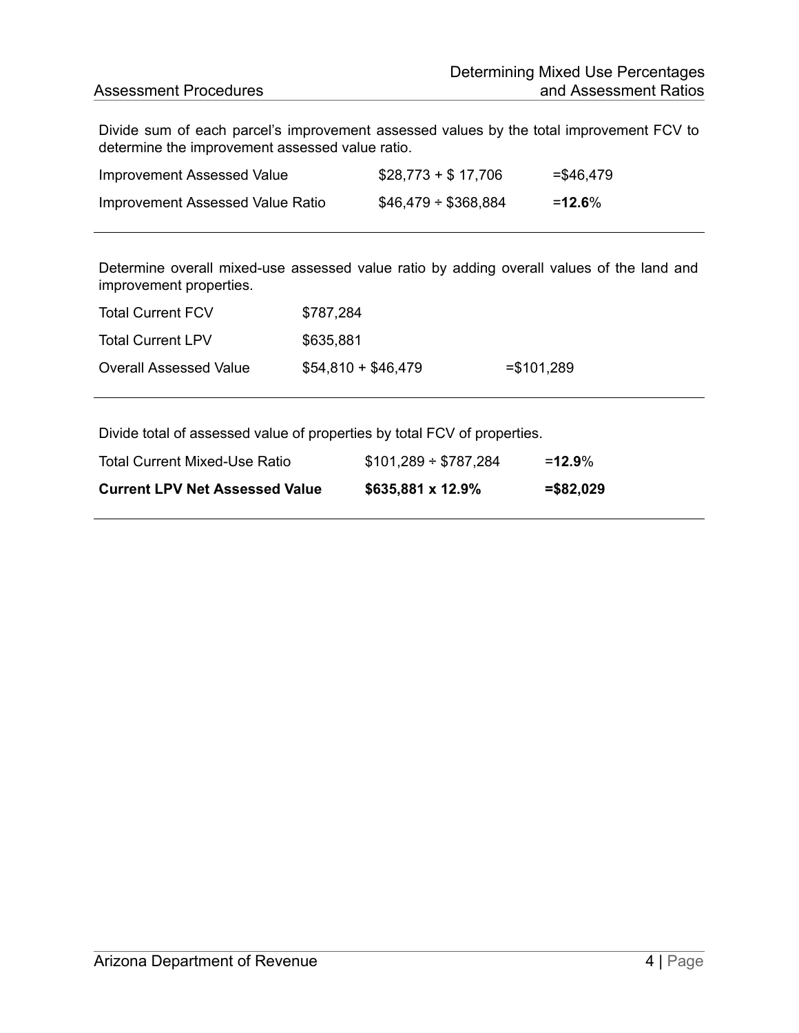Divide sum of each parcel's improvement assessed values by the total improvement FCV to determine the improvement assessed value ratio.

| | | |
|---|---|---|
| Improvement Assessed Value | \$28,773 + \$ 17,706 | =\$46,479 |
| Improvement Assessed Value Ratio | \$46,479 ÷ \$368,884 | =**12.6**% |

---

Determine overall mixed-use assessed value ratio by adding overall values of the land and improvement properties.

| | | |
|---|---|---|
| Total Current FCV | \$787,284 | |
| Total Current LPV | \$635,881 | |
| Overall Assessed Value | \$54,810 + \$46,479 | =\$101,289 |

---

Divide total of assessed value of properties by total FCV of properties.

| | | |
|---|---|---|
| Total Current Mixed-Use Ratio | \$101,289 ÷ \$787,284 | =**12.9**% |
| **Current LPV Net Assessed Value** | **\$635,881 x 12.9%** | **=\$82,029** |

---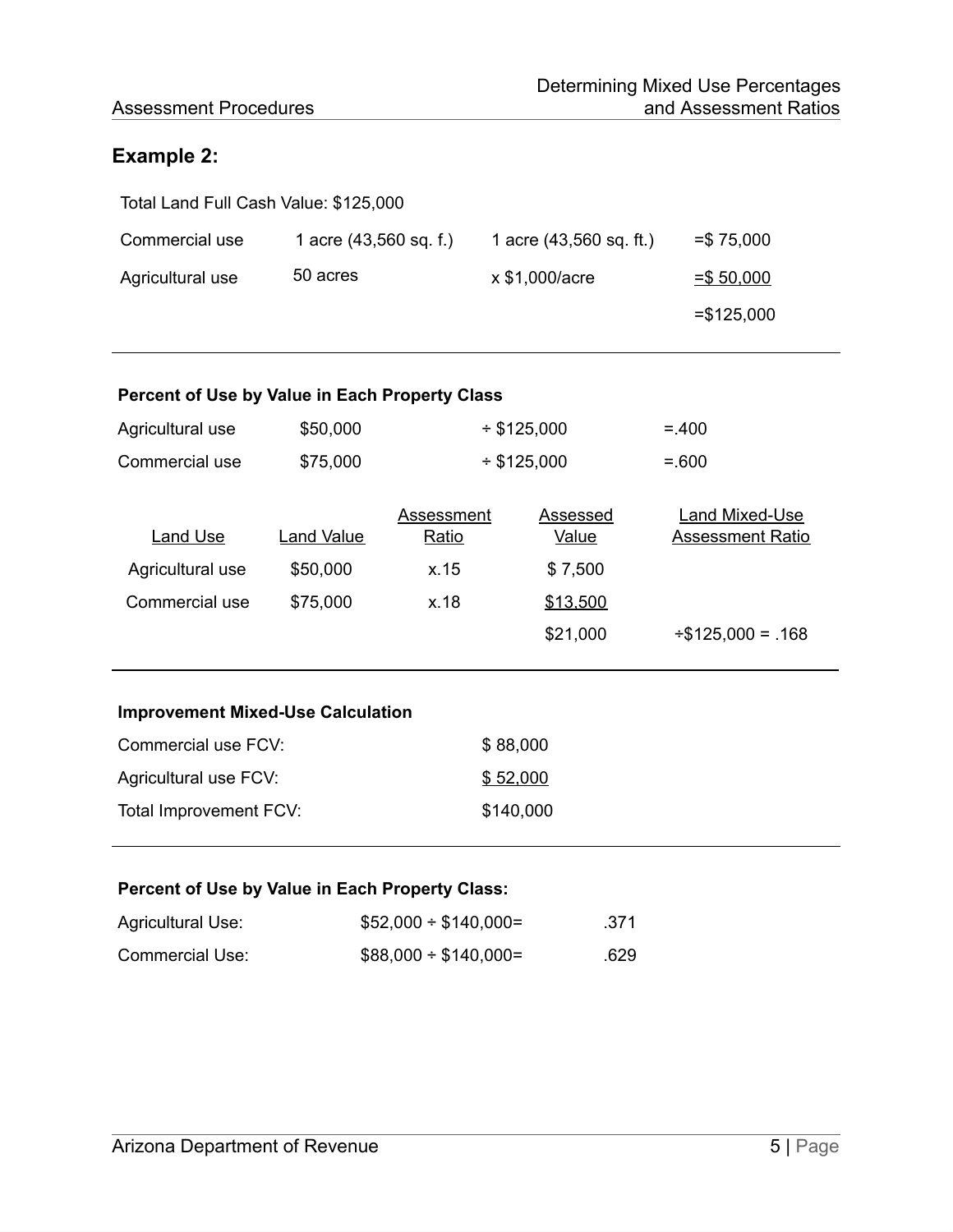## Example 2:

Total Land Full Cash Value: $125,000

| | | | |
|---|---|---|---|
| Commercial use | 1 acre (43,560 sq. f.) | 1 acre (43,560 sq. ft.) | =$ 75,000 |
| Agricultural use | 50 acres | x $1,000/acre | =$ 50,000 |
| | | | =$125,000 |

**Percent of Use by Value in Each Property Class**

| | | | |
|---|---|---|---|
| Agricultural use | $50,000 | ÷ $125,000 | =.400 |
| Commercial use | $75,000 | ÷ $125,000 | =.600 |

| Land Use | Land Value | Assessment Ratio | Assessed Value | Land Mixed-Use Assessment Ratio |
|---|---|---|---|---|
| Agricultural use | $50,000 | x.15 | $ 7,500 | |
| Commercial use | $75,000 | x.18 | $13,500 | |
| | | | $21,000 | ÷$125,000 = .168 |

**Improvement Mixed-Use Calculation**

| | |
|---|---|
| Commercial use FCV: | $ 88,000 |
| Agricultural use FCV: | $ 52,000 |
| Total Improvement FCV: | $140,000 |

**Percent of Use by Value in Each Property Class:**

| | | |
|---|---|---|
| Agricultural Use: | $52,000 ÷ $140,000= | .371 |
| Commercial Use: | $88,000 ÷ $140,000= | .629 |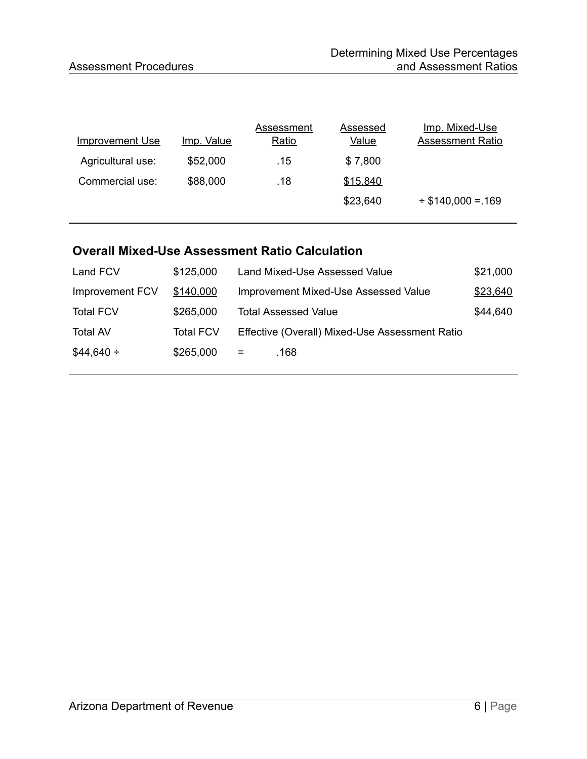| Improvement Use | Imp. Value | Assessment Ratio | Assessed Value | Imp. Mixed-Use Assessment Ratio |
|---|---|---|---|---|
| Agricultural use: | $52,000 | .15 | $ 7,800 | |
| Commercial use: | $88,000 | .18 | $15,840 | |
| | | | $23,640 | ÷ $140,000 =.169 |

## Overall Mixed-Use Assessment Ratio Calculation

| | | | |
|---|---|---|---|
| Land FCV | $125,000 | Land Mixed-Use Assessed Value | $21,000 |
| Improvement FCV | $140,000 | Improvement Mixed-Use Assessed Value | $23,640 |
| Total FCV | $265,000 | Total Assessed Value | $44,640 |
| Total AV | Total FCV | Effective (Overall) Mixed-Use Assessment Ratio | |
| $44,640 ÷ | $265,000 | = .168 | |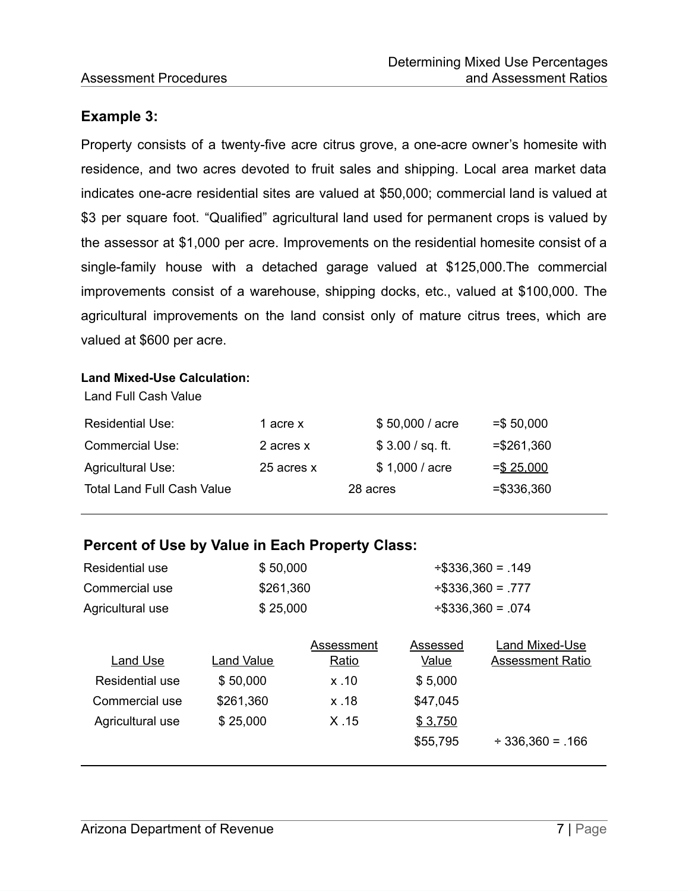### Example 3:

Property consists of a twenty-five acre citrus grove, a one-acre owner's homesite with residence, and two acres devoted to fruit sales and shipping. Local area market data indicates one-acre residential sites are valued at $50,000; commercial land is valued at $3 per square foot. "Qualified" agricultural land used for permanent crops is valued by the assessor at $1,000 per acre. Improvements on the residential homesite consist of a single-family house with a detached garage valued at $125,000.The commercial improvements consist of a warehouse, shipping docks, etc., valued at $100,000. The agricultural improvements on the land consist only of mature citrus trees, which are valued at $600 per acre.

**Land Mixed-Use Calculation:**

Land Full Cash Value

| | | | |
|---|---|---|---|
| Residential Use: | 1 acre x | $ 50,000 / acre | =$ 50,000 |
| Commercial Use: | 2 acres x | $ 3.00 / sq. ft. | =$261,360 |
| Agricultural Use: | 25 acres x | $ 1,000 / acre | =$ 25,000 |
| Total Land Full Cash Value | 28 acres | | =$336,360 |

### Percent of Use by Value in Each Property Class:

| | | |
|---|---|---|
| Residential use | $ 50,000 | ÷$336,360 = .149 |
| Commercial use | $261,360 | ÷$336,360 = .777 |
| Agricultural use | $ 25,000 | ÷$336,360 = .074 |

| Land Use | Land Value | Assessment Ratio | Assessed Value | Land Mixed-Use Assessment Ratio |
|---|---|---|---|---|
| Residential use | $ 50,000 | x .10 | $ 5,000 | |
| Commercial use | $261,360 | x .18 | $47,045 | |
| Agricultural use | $ 25,000 | X .15 | $ 3,750 | |
| | | | $55,795 | ÷ 336,360 = .166 |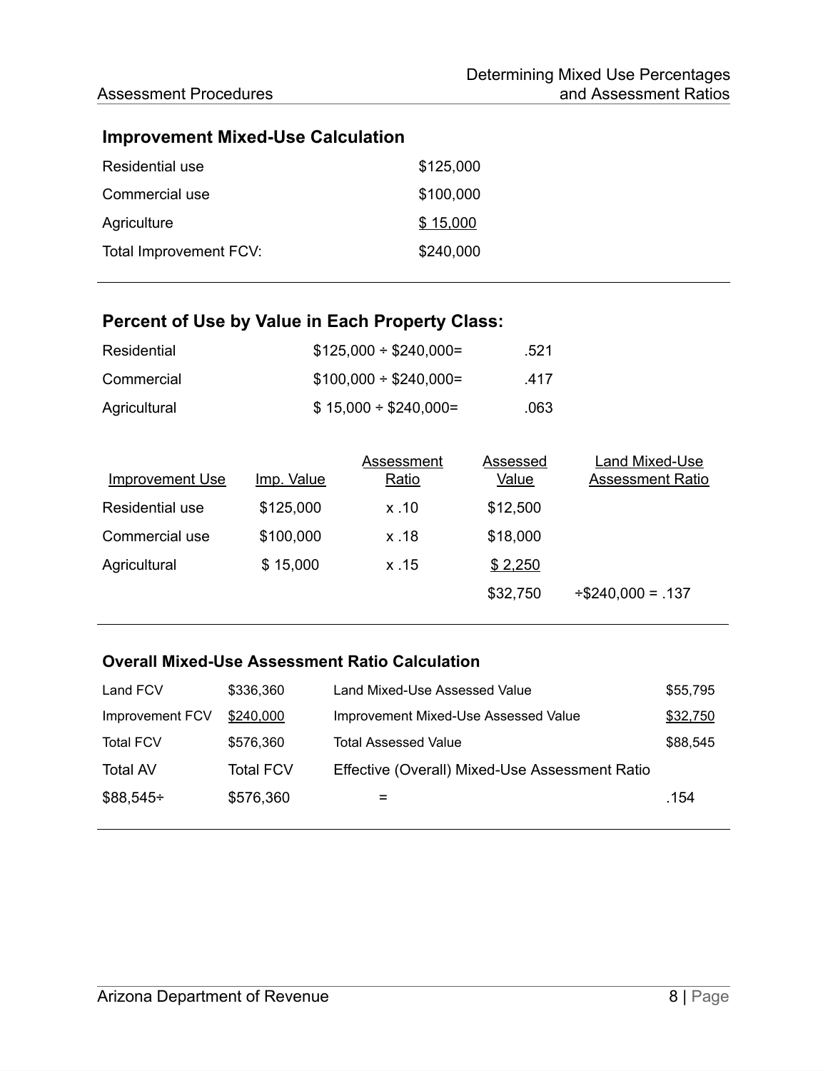### Improvement Mixed-Use Calculation

| | |
|---|---|
| Residential use | $125,000 |
| Commercial use | $100,000 |
| Agriculture | $ 15,000 |
| Total Improvement FCV: | $240,000 |

### Percent of Use by Value in Each Property Class:

| | | |
|---|---|---|
| Residential | $125,000 ÷ $240,000= | .521 |
| Commercial | $100,000 ÷ $240,000= | .417 |
| Agricultural | $ 15,000 ÷ $240,000= | .063 |

| Improvement Use | Imp. Value | Assessment Ratio | Assessed Value | Land Mixed-Use Assessment Ratio |
|---|---|---|---|---|
| Residential use | $125,000 | x .10 | $12,500 | |
| Commercial use | $100,000 | x .18 | $18,000 | |
| Agricultural | $ 15,000 | x .15 | $ 2,250 | |
| | | | $32,750 | ÷$240,000 = .137 |

### Overall Mixed-Use Assessment Ratio Calculation

| | | | |
|---|---|---|---|
| Land FCV | $336,360 | Land Mixed-Use Assessed Value | $55,795 |
| Improvement FCV | $240,000 | Improvement Mixed-Use Assessed Value | $32,750 |
| Total FCV | $576,360 | Total Assessed Value | $88,545 |
| Total AV | Total FCV | Effective (Overall) Mixed-Use Assessment Ratio | |
| $88,545÷ | $576,360 | = | .154 |